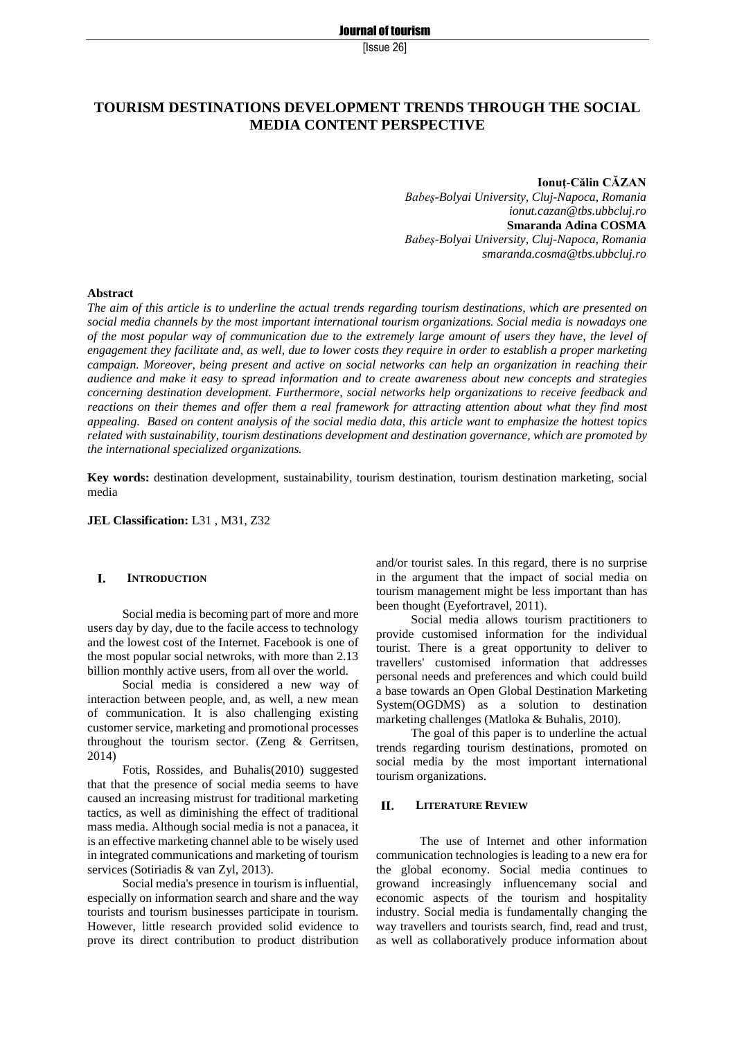# TOURISM DESTINATIONS DEVELOPMENT TRENDS THROUGH THE SOCIAL MEDIA CONTENT PERSPECTIVE

**Ionuţ-Călin CĂZAN**
*Babeş-Bolyai University, Cluj-Napoca, Romania*
*ionut.cazan@tbs.ubbcluj.ro*
**Smaranda Adina COSMA**
*Babeş-Bolyai University, Cluj-Napoca, Romania*
*smaranda.cosma@tbs.ubbcluj.ro*

**Abstract**

*The aim of this article is to underline the actual trends regarding tourism destinations, which are presented on social media channels by the most important international tourism organizations. Social media is nowadays one of the most popular way of communication due to the extremely large amount of users they have, the level of engagement they facilitate and, as well, due to lower costs they require in order to establish a proper marketing campaign. Moreover, being present and active on social networks can help an organization in reaching their audience and make it easy to spread information and to create awareness about new concepts and strategies concerning destination development. Furthermore, social networks help organizations to receive feedback and reactions on their themes and offer them a real framework for attracting attention about what they find most appealing. Based on content analysis of the social media data, this article want to emphasize the hottest topics related with sustainability, tourism destinations development and destination governance, which are promoted by the international specialized organizations.*

**Key words:** destination development, sustainability, tourism destination, tourism destination marketing, social media

**JEL Classification:** L31 , M31, Z32

## I. INTRODUCTION

Social media is becoming part of more and more users day by day, due to the facile access to technology and the lowest cost of the Internet. Facebook is one of the most popular social netwroks, with more than 2.13 billion monthly active users, from all over the world.

Social media is considered a new way of interaction between people, and, as well, a new mean of communication. It is also challenging existing customer service, marketing and promotional processes throughout the tourism sector. (Zeng & Gerritsen, 2014)

Fotis, Rossides, and Buhalis(2010) suggested that that the presence of social media seems to have caused an increasing mistrust for traditional marketing tactics, as well as diminishing the effect of traditional mass media. Although social media is not a panacea, it is an effective marketing channel able to be wisely used in integrated communications and marketing of tourism services (Sotiriadis & van Zyl, 2013).

Social media's presence in tourism is influential, especially on information search and share and the way tourists and tourism businesses participate in tourism. However, little research provided solid evidence to prove its direct contribution to product distribution and/or tourist sales. In this regard, there is no surprise in the argument that the impact of social media on tourism management might be less important than has been thought (Eyefortravel, 2011).

Social media allows tourism practitioners to provide customised information for the individual tourist. There is a great opportunity to deliver to travellers' customised information that addresses personal needs and preferences and which could build a base towards an Open Global Destination Marketing System(OGDMS) as a solution to destination marketing challenges (Matloka & Buhalis, 2010).

The goal of this paper is to underline the actual trends regarding tourism destinations, promoted on social media by the most important international tourism organizations.

## II. LITERATURE REVIEW

The use of Internet and other information communication technologies is leading to a new era for the global economy. Social media continues to growand increasingly influencemany social and economic aspects of the tourism and hospitality industry. Social media is fundamentally changing the way travellers and tourists search, find, read and trust, as well as collaboratively produce information about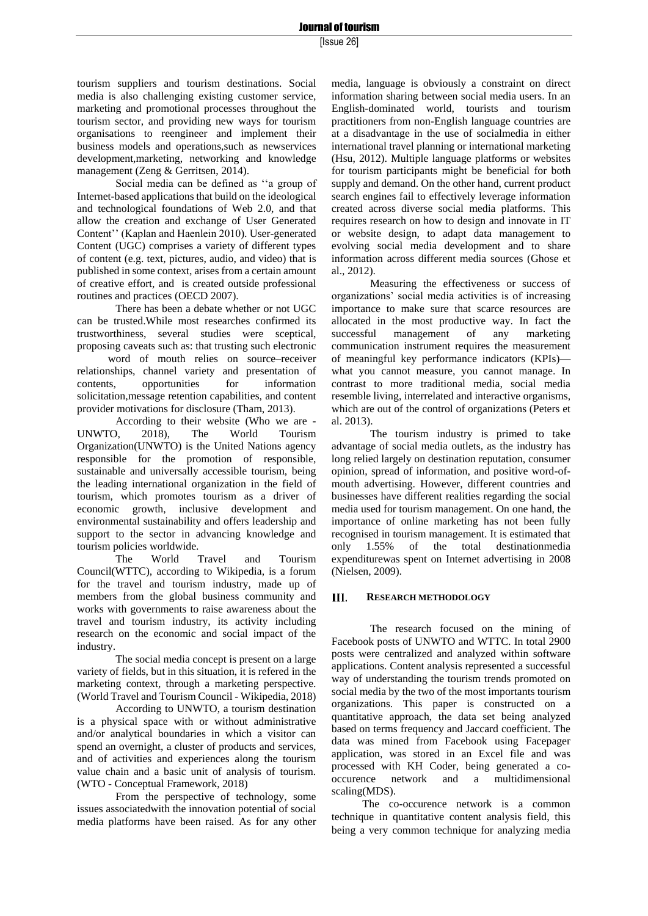tourism suppliers and tourism destinations. Social media is also challenging existing customer service, marketing and promotional processes throughout the tourism sector, and providing new ways for tourism organisations to reengineer and implement their business models and operations,such as newservices development,marketing, networking and knowledge management (Zeng & Gerritsen, 2014).

Social media can be defined as ''a group of Internet-based applications that build on the ideological and technological foundations of Web 2.0, and that allow the creation and exchange of User Generated Content'' (Kaplan and Haenlein 2010). User-generated Content (UGC) comprises a variety of different types of content (e.g. text, pictures, audio, and video) that is published in some context, arises from a certain amount of creative effort, and is created outside professional routines and practices (OECD 2007).

There has been a debate whether or not UGC can be trusted.While most researches confirmed its trustworthiness, several studies were sceptical, proposing caveats such as: that trusting such electronic word of mouth relies on source–receiver relationships, channel variety and presentation of contents, opportunities for information solicitation,message retention capabilities, and content provider motivations for disclosure (Tham, 2013).

According to their website (Who we are - UNWTO, 2018), The World Tourism Organization(UNWTO) is the United Nations agency responsible for the promotion of responsible, sustainable and universally accessible tourism, being the leading international organization in the field of tourism, which promotes tourism as a driver of economic growth, inclusive development and environmental sustainability and offers leadership and support to the sector in advancing knowledge and tourism policies worldwide.

The World Travel and Tourism Council(WTTC), according to Wikipedia, is a forum for the travel and tourism industry, made up of members from the global business community and works with governments to raise awareness about the travel and tourism industry, its activity including research on the economic and social impact of the industry.

The social media concept is present on a large variety of fields, but in this situation, it is refered in the marketing context, through a marketing perspective. (World Travel and Tourism Council - Wikipedia, 2018)

According to UNWTO, a tourism destination is a physical space with or without administrative and/or analytical boundaries in which a visitor can spend an overnight, a cluster of products and services, and of activities and experiences along the tourism value chain and a basic unit of analysis of tourism. (WTO - Conceptual Framework, 2018)

From the perspective of technology, some issues associatedwith the innovation potential of social media platforms have been raised. As for any other media, language is obviously a constraint on direct information sharing between social media users. In an English-dominated world, tourists and tourism practitioners from non-English language countries are at a disadvantage in the use of socialmedia in either international travel planning or international marketing (Hsu, 2012). Multiple language platforms or websites for tourism participants might be beneficial for both supply and demand. On the other hand, current product search engines fail to effectively leverage information created across diverse social media platforms. This requires research on how to design and innovate in IT or website design, to adapt data management to evolving social media development and to share information across different media sources (Ghose et al., 2012).

Measuring the effectiveness or success of organizations' social media activities is of increasing importance to make sure that scarce resources are allocated in the most productive way. In fact the successful management of any marketing communication instrument requires the measurement of meaningful key performance indicators (KPIs)—what you cannot measure, you cannot manage. In contrast to more traditional media, social media resemble living, interrelated and interactive organisms, which are out of the control of organizations (Peters et al. 2013).

The tourism industry is primed to take advantage of social media outlets, as the industry has long relied largely on destination reputation, consumer opinion, spread of information, and positive word-of-mouth advertising. However, different countries and businesses have different realities regarding the social media used for tourism management. On one hand, the importance of online marketing has not been fully recognised in tourism management. It is estimated that only 1.55% of the total destinationmedia expenditurewas spent on Internet advertising in 2008 (Nielsen, 2009).

## III. RESEARCH METHODOLOGY

The research focused on the mining of Facebook posts of UNWTO and WTTC. In total 2900 posts were centralized and analyzed within software applications. Content analysis represented a successful way of understanding the tourism trends promoted on social media by the two of the most importants tourism organizations. This paper is constructed on a quantitative approach, the data set being analyzed based on terms frequency and Jaccard coefficient. The data was mined from Facebook using Facepager application, was stored in an Excel file and was processed with KH Coder, being generated a co-occurence network and a multidimensional scaling(MDS).

The co-occurence network is a common technique in quantitative content analysis field, this being a very common technique for analyzing media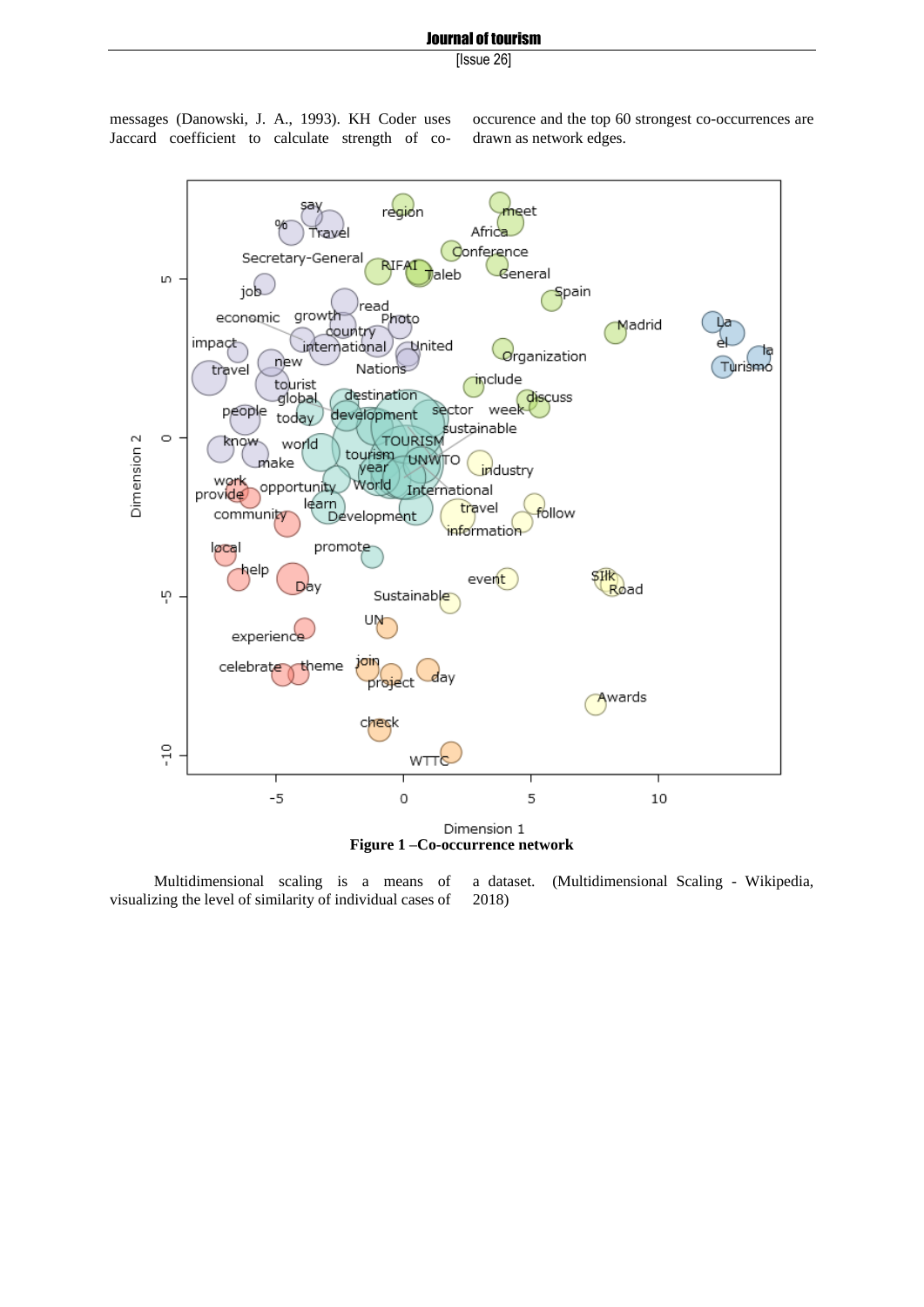messages (Danowski, J. A., 1993). KH Coder uses Jaccard coefficient to calculate strength of co-occurence and the top 60 strongest co-occurrences are drawn as network edges.

**Figure 1 –Co-occurrence network**

Multidimensional scaling is a means of visualizing the level of similarity of individual cases of a dataset. (Multidimensional Scaling - Wikipedia, 2018)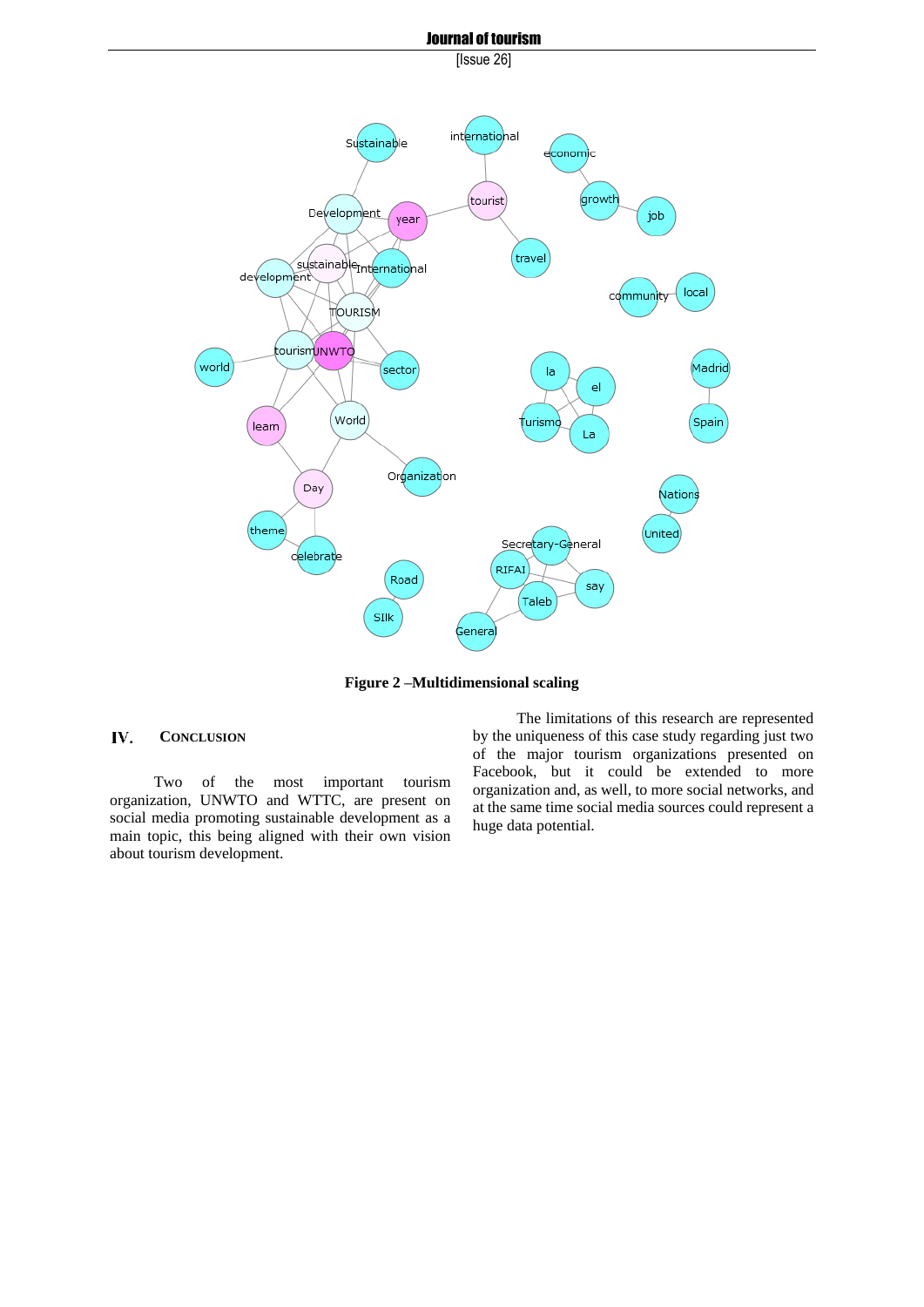**Figure 2 –Multidimensional scaling**

## IV. Conclusion

Two of the most important tourism organization, UNWTO and WTTC, are present on social media promoting sustainable development as a main topic, this being aligned with their own vision about tourism development.

The limitations of this research are represented by the uniqueness of this case study regarding just two of the major tourism organizations presented on Facebook, but it could be extended to more organization and, as well, to more social networks, and at the same time social media sources could represent a huge data potential.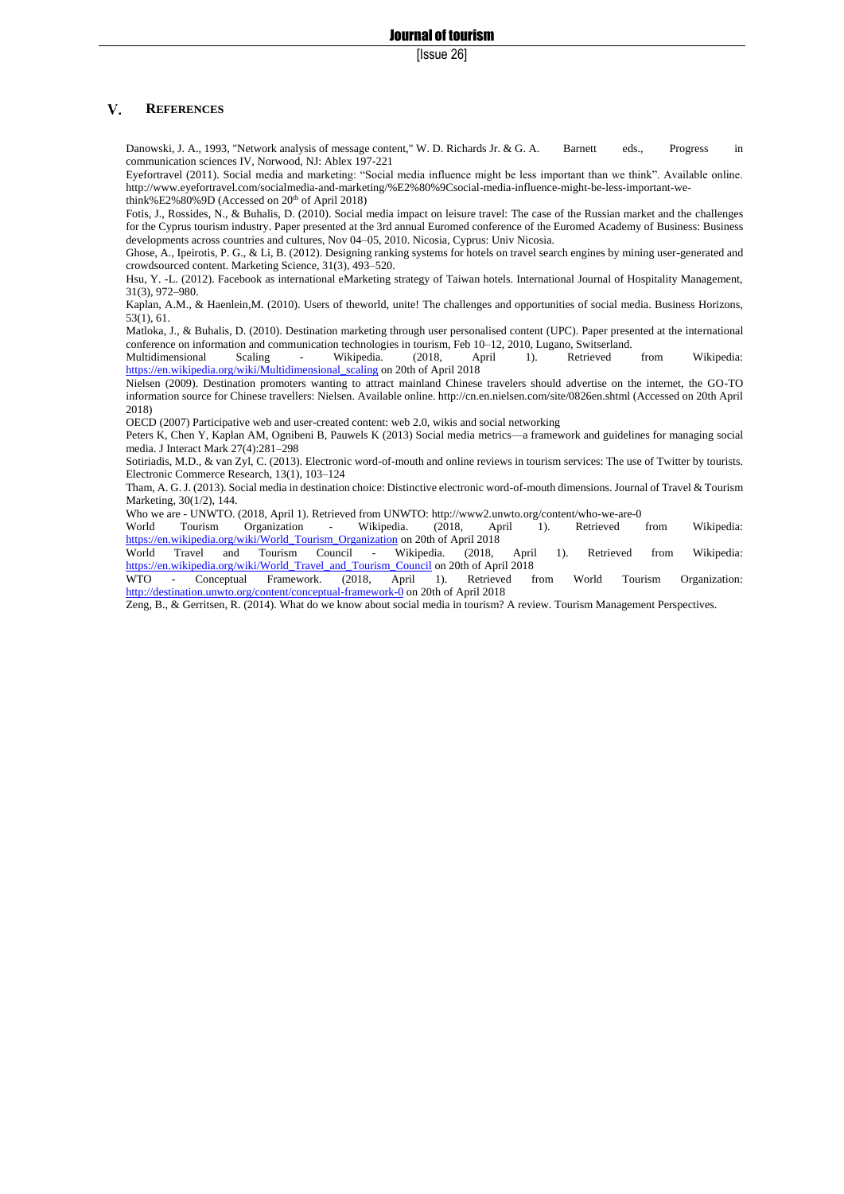# V. REFERENCES

Danowski, J. A., 1993, "Network analysis of message content," W. D. Richards Jr. & G. A. Barnett eds., Progress in communication sciences IV, Norwood, NJ: Ablex 197-221

Eyefortravel (2011). Social media and marketing: "Social media influence might be less important than we think". Available online. http://www.eyefortravel.com/socialmedia-and-marketing/%E2%80%9Csocial-media-influence-might-be-less-important-we-think%E2%80%9D (Accessed on 20th of April 2018)

Fotis, J., Rossides, N., & Buhalis, D. (2010). Social media impact on leisure travel: The case of the Russian market and the challenges for the Cyprus tourism industry. Paper presented at the 3rd annual Euromed conference of the Euromed Academy of Business: Business developments across countries and cultures, Nov 04–05, 2010. Nicosia, Cyprus: Univ Nicosia.

Ghose, A., Ipeirotis, P. G., & Li, B. (2012). Designing ranking systems for hotels on travel search engines by mining user-generated and crowdsourced content. Marketing Science, 31(3), 493–520.

Hsu, Y. -L. (2012). Facebook as international eMarketing strategy of Taiwan hotels. International Journal of Hospitality Management, 31(3), 972–980.

Kaplan, A.M., & Haenlein,M. (2010). Users of theworld, unite! The challenges and opportunities of social media. Business Horizons, 53(1), 61.

Matloka, J., & Buhalis, D. (2010). Destination marketing through user personalised content (UPC). Paper presented at the international conference on information and communication technologies in tourism, Feb 10–12, 2010, Lugano, Switzerland.

Multidimensional Scaling - Wikipedia. (2018, April 1). Retrieved from Wikipedia: https://en.wikipedia.org/wiki/Multidimensional_scaling on 20th of April 2018

Nielsen (2009). Destination promoters wanting to attract mainland Chinese travelers should advertise on the internet, the GO-TO information source for Chinese travellers: Nielsen. Available online. http://cn.en.nielsen.com/site/0826en.shtml (Accessed on 20th April 2018)

OECD (2007) Participative web and user-created content: web 2.0, wikis and social networking

Peters K, Chen Y, Kaplan AM, Ognibeni B, Pauwels K (2013) Social media metrics—a framework and guidelines for managing social media. J Interact Mark 27(4):281–298

Sotiriadis, M.D., & van Zyl, C. (2013). Electronic word-of-mouth and online reviews in tourism services: The use of Twitter by tourists. Electronic Commerce Research, 13(1), 103–124

Tham, A. G. J. (2013). Social media in destination choice: Distinctive electronic word-of-mouth dimensions. Journal of Travel & Tourism Marketing, 30(1/2), 144.

Who we are - UNWTO. (2018, April 1). Retrieved from UNWTO: http://www2.unwto.org/content/who-we-are-0

World Tourism Organization - Wikipedia. (2018, April 1). Retrieved from Wikipedia: https://en.wikipedia.org/wiki/World_Tourism_Organization on 20th of April 2018

World Travel and Tourism Council - Wikipedia. (2018, April 1). Retrieved from Wikipedia: https://en.wikipedia.org/wiki/World_Travel_and_Tourism_Council on 20th of April 2018

WTO - Conceptual Framework. (2018, April 1). Retrieved from World Tourism Organization: http://destination.unwto.org/content/conceptual-framework-0 on 20th of April 2018

Zeng, B., & Gerritsen, R. (2014). What do we know about social media in tourism? A review. Tourism Management Perspectives.